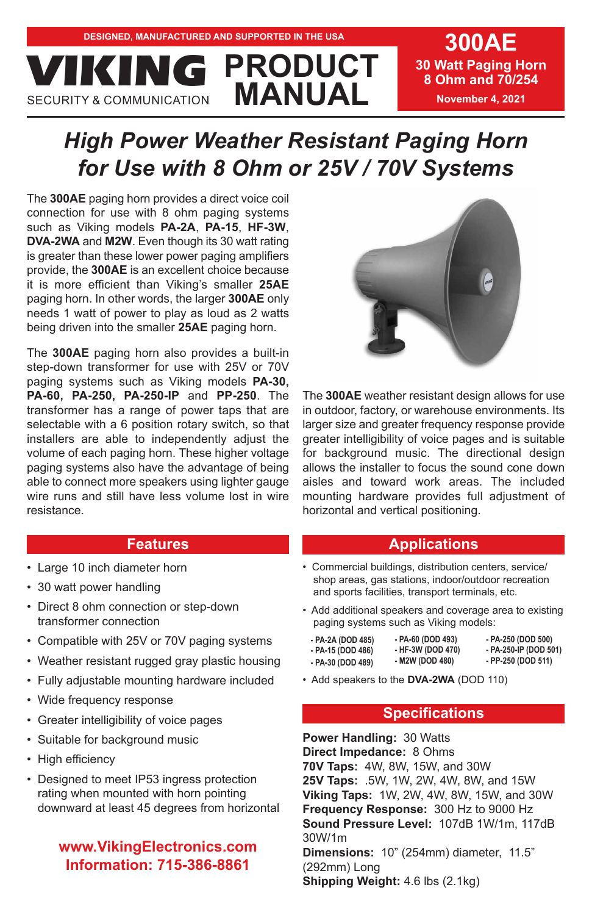DESIGNED, MANUFACTURED AND SUPPORTED IN THE USA

**VIKING** PRODUCT MANUAL

SECURITY & COMMUNICATION

**300AE**
**30 Watt Paging Horn 8 Ohm and 70/254**
**November 4, 2021**

# *High Power Weather Resistant Paging Horn for Use with 8 Ohm or 25V / 70V Systems*

The **300AE** paging horn provides a direct voice coil connection for use with 8 ohm paging systems such as Viking models **PA-2A**, **PA-15**, **HF-3W**, **DVA-2WA** and **M2W**. Even though its 30 watt rating is greater than these lower power paging amplifiers provide, the **300AE** is an excellent choice because it is more efficient than Viking's smaller **25AE** paging horn. In other words, the larger **300AE** only needs 1 watt of power to play as loud as 2 watts being driven into the smaller **25AE** paging horn.

The **300AE** paging horn also provides a built-in step-down transformer for use with 25V or 70V paging systems such as Viking models **PA-30, PA-60, PA-250, PA-250-IP** and **PP-250**. The transformer has a range of power taps that are selectable with a 6 position rotary switch, so that installers are able to independently adjust the volume of each paging horn. These higher voltage paging systems also have the advantage of being able to connect more speakers using lighter gauge wire runs and still have less volume lost in wire resistance.

The **300AE** weather resistant design allows for use in outdoor, factory, or warehouse environments. Its larger size and greater frequency response provide greater intelligibility of voice pages and is suitable for background music. The directional design allows the installer to focus the sound cone down aisles and toward work areas. The included mounting hardware provides full adjustment of horizontal and vertical positioning.

## Features

- Large 10 inch diameter horn
- 30 watt power handling
- Direct 8 ohm connection or step-down transformer connection
- Compatible with 25V or 70V paging systems
- Weather resistant rugged gray plastic housing
- Fully adjustable mounting hardware included
- Wide frequency response
- Greater intelligibility of voice pages
- Suitable for background music
- High efficiency
- Designed to meet IP53 ingress protection rating when mounted with horn pointing downward at least 45 degrees from horizontal

**www.VikingElectronics.com**
**Information: 715-386-8861**

## Applications

- Commercial buildings, distribution centers, service/ shop areas, gas stations, indoor/outdoor recreation and sports facilities, transport terminals, etc.
- Add additional speakers and coverage area to existing paging systems such as Viking models:

| | | |
|---|---|---|
| - PA-2A (DOD 485) | - PA-60 (DOD 493) | - PA-250 (DOD 500) |
| - PA-15 (DOD 486) | - HF-3W (DOD 470) | - PA-250-IP (DOD 501) |
| - PA-30 (DOD 489) | - M2W (DOD 480) | - PP-250 (DOD 511) |

- Add speakers to the **DVA-2WA** (DOD 110)

## Specifications

**Power Handling:** 30 Watts
**Direct Impedance:** 8 Ohms
**70V Taps:** 4W, 8W, 15W, and 30W
**25V Taps:** .5W, 1W, 2W, 4W, 8W, and 15W
**Viking Taps:** 1W, 2W, 4W, 8W, 15W, and 30W
**Frequency Response:** 300 Hz to 9000 Hz
**Sound Pressure Level:** 107dB 1W/1m, 117dB 30W/1m
**Dimensions:** 10" (254mm) diameter, 11.5" (292mm) Long
**Shipping Weight:** 4.6 lbs (2.1kg)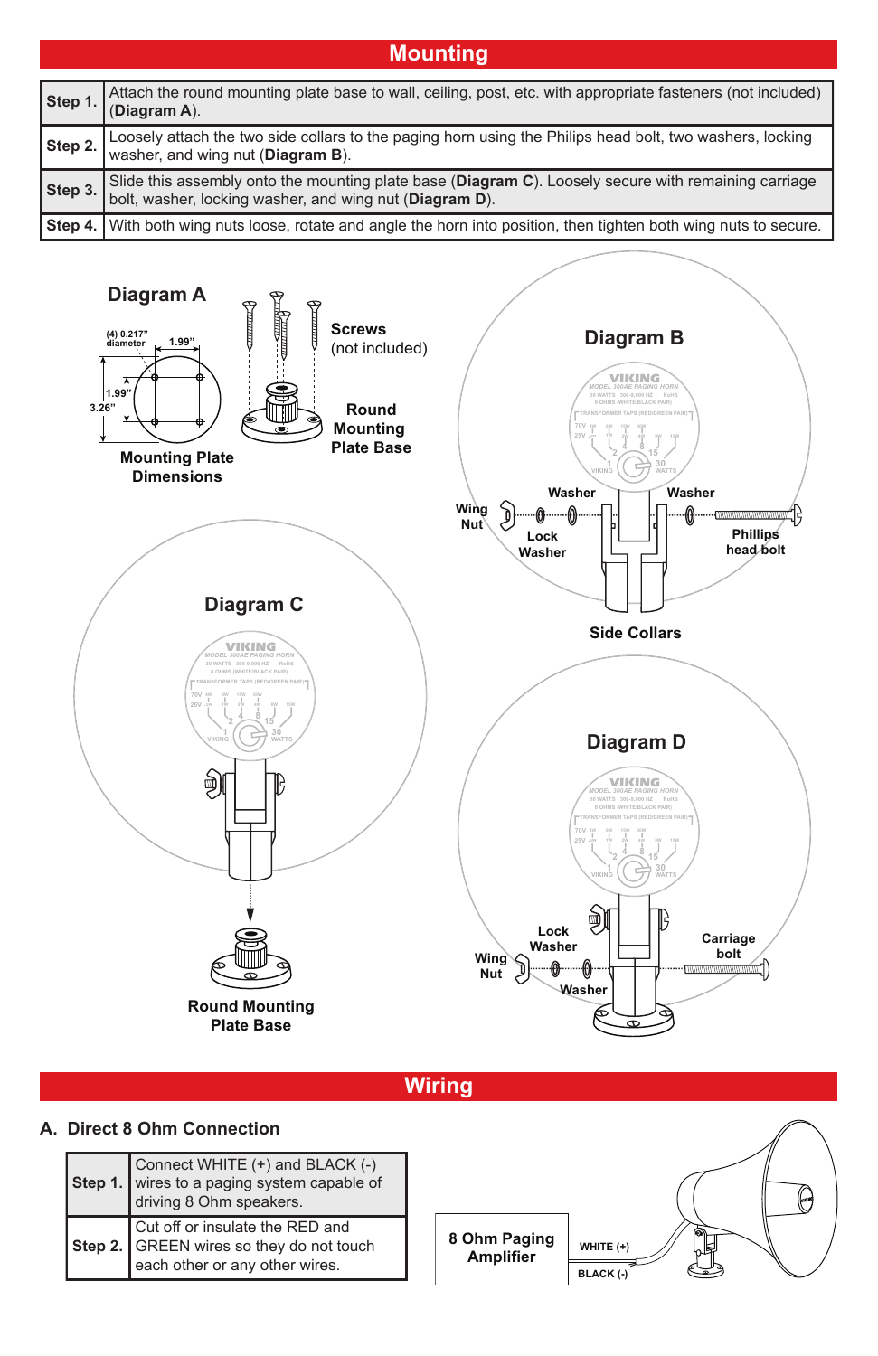## Mounting

| | |
|---|---|
| **Step 1.** | Attach the round mounting plate base to wall, ceiling, post, etc. with appropriate fasteners (not included) (**Diagram A**). |
| **Step 2.** | Loosely attach the two side collars to the paging horn using the Philips head bolt, two washers, locking washer, and wing nut (**Diagram B**). |
| **Step 3.** | Slide this assembly onto the mounting plate base (**Diagram C**). Loosely secure with remaining carriage bolt, washer, locking washer, and wing nut (**Diagram D**). |
| **Step 4.** | With both wing nuts loose, rotate and angle the horn into position, then tighten both wing nuts to secure. |

**Diagram A**

(4) 0.217" diameter

1.99"

1.99"

3.26"

**Mounting Plate Dimensions**

**Screws** (not included)

**Round Mounting Plate Base**

**Diagram B**

**Wing Nut**

**Lock Washer**

**Washer**

**Washer**

**Phillips head bolt**

**Side Collars**

**Diagram C**

**Round Mounting Plate Base**

**Diagram D**

**Lock Washer**

**Wing Nut**

**Washer**

**Carriage bolt**

## Wiring

### A. Direct 8 Ohm Connection

| | |
|---|---|
| **Step 1.** | Connect WHITE (+) and BLACK (-) wires to a paging system capable of driving 8 Ohm speakers. |
| **Step 2.** | Cut off or insulate the RED and GREEN wires so they do not touch each other or any other wires. |

**8 Ohm Paging Amplifier**

**WHITE (+)**

**BLACK (-)**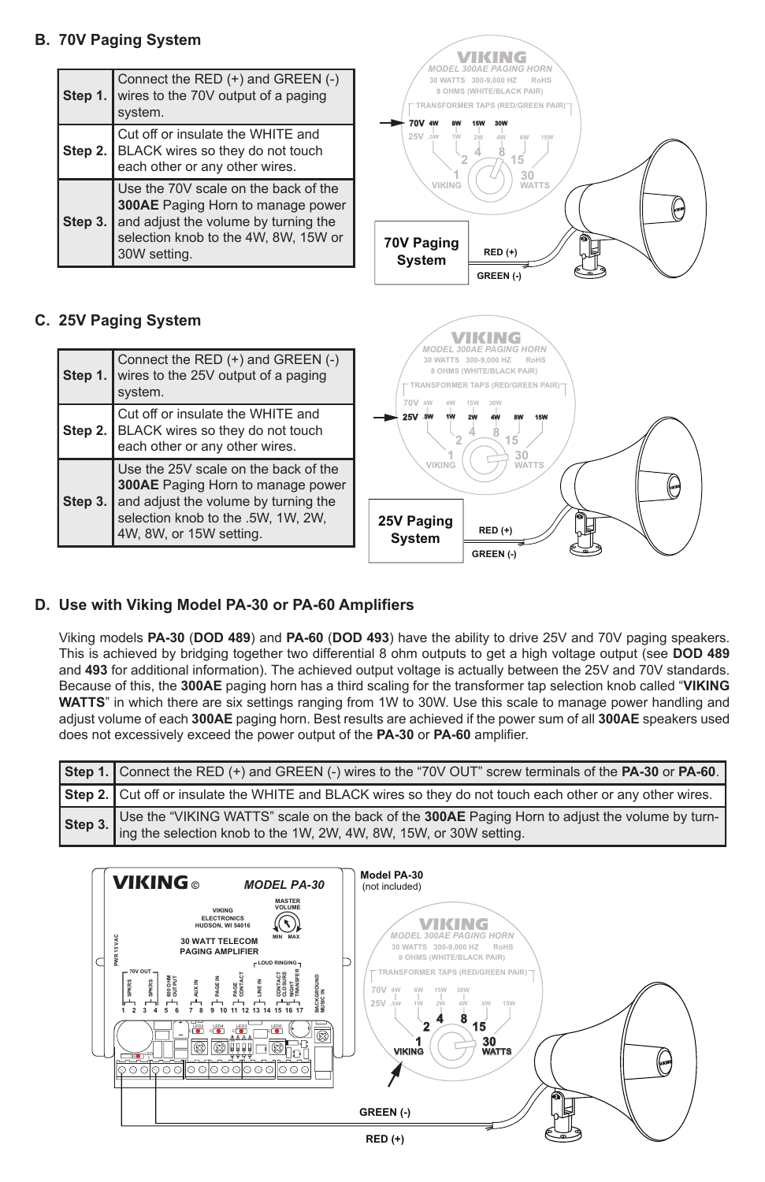## B. 70V Paging System

| | |
|---|---|
| **Step 1.** | Connect the RED (+) and GREEN (-) wires to the 70V output of a paging system. |
| **Step 2.** | Cut off or insulate the WHITE and BLACK wires so they do not touch each other or any other wires. |
| **Step 3.** | Use the 70V scale on the back of the **300AE** Paging Horn to manage power and adjust the volume by turning the selection knob to the 4W, 8W, 15W or 30W setting. |

## C. 25V Paging System

| | |
|---|---|
| **Step 1.** | Connect the RED (+) and GREEN (-) wires to the 25V output of a paging system. |
| **Step 2.** | Cut off or insulate the WHITE and BLACK wires so they do not touch each other or any other wires. |
| **Step 3.** | Use the 25V scale on the back of the **300AE** Paging Horn to manage power and adjust the volume by turning the selection knob to the .5W, 1W, 2W, 4W, 8W, or 15W setting. |

## D. Use with Viking Model PA-30 or PA-60 Amplifiers

Viking models **PA-30** (**DOD 489**) and **PA-60** (**DOD 493**) have the ability to drive 25V and 70V paging speakers. This is achieved by bridging together two differential 8 ohm outputs to get a high voltage output (see **DOD 489** and **493** for additional information). The achieved output voltage is actually between the 25V and 70V standards. Because of this, the **300AE** paging horn has a third scaling for the transformer tap selection knob called "**VIKING WATTS**" in which there are six settings ranging from 1W to 30W. Use this scale to manage power handling and adjust volume of each **300AE** paging horn. Best results are achieved if the power sum of all **300AE** speakers used does not excessively exceed the power output of the **PA-30** or **PA-60** amplifier.

| | |
|---|---|
| **Step 1.** | Connect the RED (+) and GREEN (-) wires to the "70V OUT" screw terminals of the **PA-30** or **PA-60**. |
| **Step 2.** | Cut off or insulate the WHITE and BLACK wires so they do not touch each other or any other wires. |
| **Step 3.** | Use the "VIKING WATTS" scale on the back of the **300AE** Paging Horn to adjust the volume by turning the selection knob to the 1W, 2W, 4W, 8W, 15W, or 30W setting. |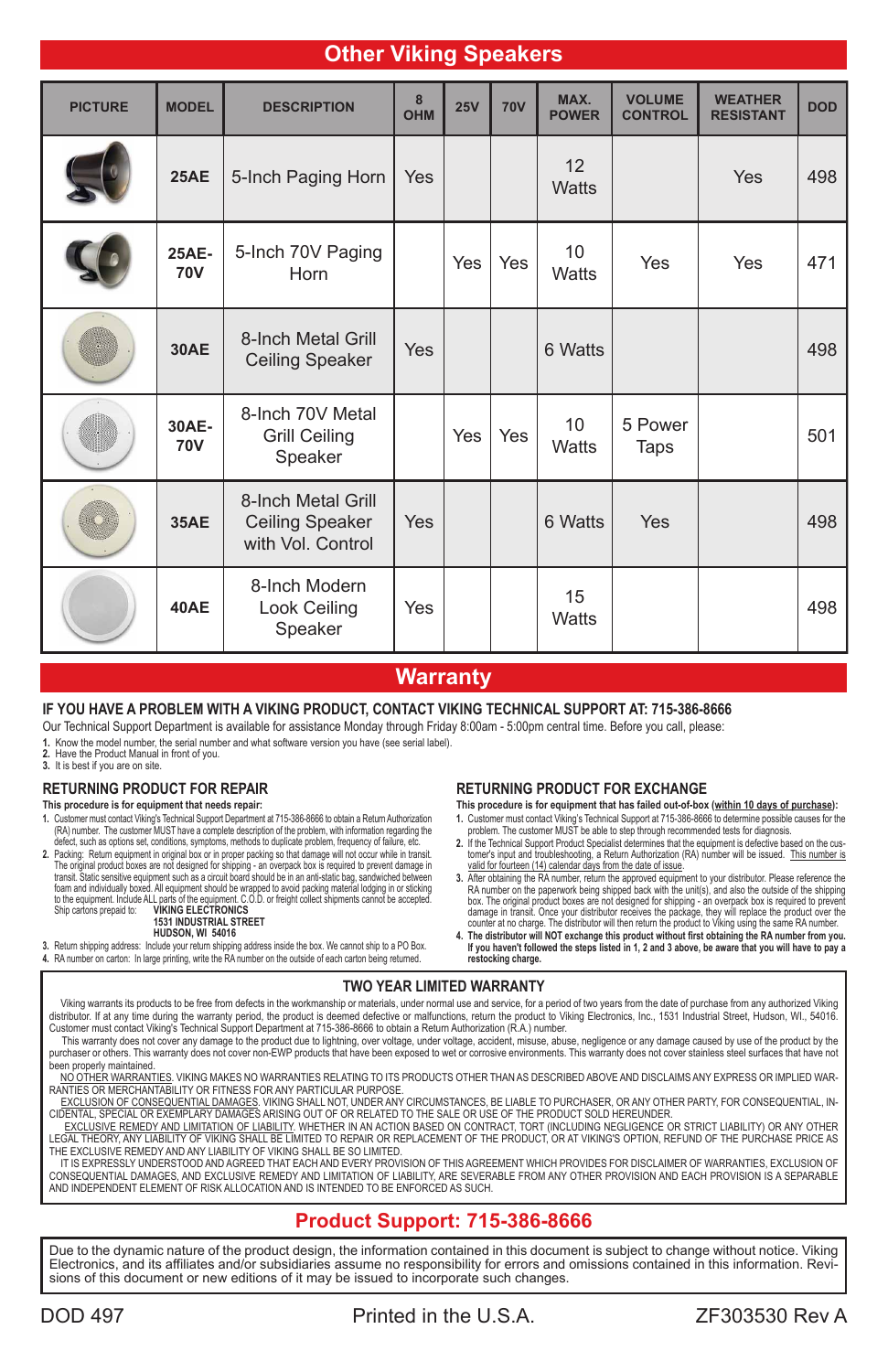## Other Viking Speakers

| PICTURE | MODEL | DESCRIPTION | 8 OHM | 25V | 70V | MAX. POWER | VOLUME CONTROL | WEATHER RESISTANT | DOD |
|---|---|---|---|---|---|---|---|---|---|
| | 25AE | 5-Inch Paging Horn | Yes | | | 12 Watts | | Yes | 498 |
| | 25AE-70V | 5-Inch 70V Paging Horn | | Yes | Yes | 10 Watts | Yes | Yes | 471 |
| | 30AE | 8-Inch Metal Grill Ceiling Speaker | Yes | | | 6 Watts | | | 498 |
| | 30AE-70V | 8-Inch 70V Metal Grill Ceiling Speaker | | Yes | Yes | 10 Watts | 5 Power Taps | | 501 |
| | 35AE | 8-Inch Metal Grill Ceiling Speaker with Vol. Control | Yes | | | 6 Watts | Yes | | 498 |
| | 40AE | 8-Inch Modern Look Ceiling Speaker | Yes | | | 15 Watts | | | 498 |

## Warranty

**IF YOU HAVE A PROBLEM WITH A VIKING PRODUCT, CONTACT VIKING TECHNICAL SUPPORT AT: 715-386-8666**

Our Technical Support Department is available for assistance Monday through Friday 8:00am - 5:00pm central time. Before you call, please:

1. Know the model number, the serial number and what software version you have (see serial label).
2. Have the Product Manual in front of you.
3. It is best if you are on site.

### RETURNING PRODUCT FOR REPAIR

**This procedure is for equipment that needs repair:**

1. Customer must contact Viking's Technical Support Department at 715-386-8666 to obtain a Return Authorization (RA) number. The customer MUST have a complete description of the problem, with information regarding the defect, such as options set, conditions, symptoms, methods to duplicate problem, frequency of failure, etc.
2. Packing: Return equipment in original box or in proper packing so that damage will not occur while in transit. The original product boxes are not designed for shipping - an overpack box is required to prevent damage in transit. Static sensitive equipment such as a circuit board should be in an anti-static bag, sandwiched between foam and individually boxed. All equipment should be wrapped to avoid packing material lodging in or sticking to the equipment. Include ALL parts of the equipment. C.O.D. or freight collect shipments cannot be accepted. Ship cartons prepaid to: **VIKING ELECTRONICS 1531 INDUSTRIAL STREET HUDSON, WI 54016**
3. Return shipping address: Include your return shipping address inside the box. We cannot ship to a PO Box.
4. RA number on carton: In large printing, write the RA number on the outside of each carton being returned.

### RETURNING PRODUCT FOR EXCHANGE

**This procedure is for equipment that has failed out-of-box (within 10 days of purchase):**

1. Customer must contact Viking's Technical Support at 715-386-8666 to determine possible causes for the problem. The customer MUST be able to step through recommended tests for diagnosis.
2. If the Technical Support Product Specialist determines that the equipment is defective based on the customer's input and troubleshooting, a Return Authorization (RA) number will be issued. This number is valid for fourteen (14) calendar days from the date of issue.
3. After obtaining the RA number, return the approved equipment to your distributor. Please reference the RA number on the paperwork being shipped back with the unit(s), and also the outside of the shipping box. The original product boxes are not designed for shipping - an overpack box is required to prevent damage in transit. Once your distributor receives the package, they will replace the product over the counter at no charge. The distributor will then return the product to Viking using the same RA number.
4. **The distributor will NOT exchange this product without first obtaining the RA number from you. If you haven't followed the steps listed in 1, 2 and 3 above, be aware that you will have to pay a restocking charge.**

### TWO YEAR LIMITED WARRANTY

Viking warrants its products to be free from defects in the workmanship or materials, under normal use and service, for a period of two years from the date of purchase from any authorized Viking distributor. If at any time during the warranty period, the product is deemed defective or malfunctions, return the product to Viking Electronics, Inc., 1531 Industrial Street, Hudson, WI., 54016. Customer must contact Viking's Technical Support Department at 715-386-8666 to obtain a Return Authorization (R.A.) number.

This warranty does not cover any damage to the product due to lightning, over voltage, under voltage, accident, misuse, abuse, negligence or any damage caused by use of the product by the purchaser or others. This warranty does not cover non-EWP products that have been exposed to wet or corrosive environments. This warranty does not cover stainless steel surfaces that have not been properly maintained.

NO OTHER WARRANTIES. VIKING MAKES NO WARRANTIES RELATING TO ITS PRODUCTS OTHER THAN AS DESCRIBED ABOVE AND DISCLAIMS ANY EXPRESS OR IMPLIED WARRANTIES OR MERCHANTABILITY OR FITNESS FOR ANY PARTICULAR PURPOSE.

EXCLUSION OF CONSEQUENTIAL DAMAGES. VIKING SHALL NOT, UNDER ANY CIRCUMSTANCES, BE LIABLE TO PURCHASER, OR ANY OTHER PARTY, FOR CONSEQUENTIAL, INCIDENTAL, SPECIAL OR EXEMPLARY DAMAGES ARISING OUT OF OR RELATED TO THE SALE OR USE OF THE PRODUCT SOLD HEREUNDER.

EXCLUSIVE REMEDY AND LIMITATION OF LIABILITY. WHETHER IN AN ACTION BASED ON CONTRACT, TORT (INCLUDING NEGLIGENCE OR STRICT LIABILITY) OR ANY OTHER LEGAL THEORY, ANY LIABILITY OF VIKING SHALL BE LIMITED TO REPAIR OR REPLACEMENT OF THE PRODUCT, OR AT VIKING'S OPTION, REFUND OF THE PURCHASE PRICE AS THE EXCLUSIVE REMEDY AND ANY LIABILITY OF VIKING SHALL BE SO LIMITED.

IT IS EXPRESSLY UNDERSTOOD AND AGREED THAT EACH AND EVERY PROVISION OF THIS AGREEMENT WHICH PROVIDES FOR DISCLAIMER OF WARRANTIES, EXCLUSION OF CONSEQUENTIAL DAMAGES, AND EXCLUSIVE REMEDY AND LIMITATION OF LIABILITY, ARE SEVERABLE FROM ANY OTHER PROVISION AND EACH PROVISION IS A SEPARABLE AND INDEPENDENT ELEMENT OF RISK ALLOCATION AND IS INTENDED TO BE ENFORCED AS SUCH.

## Product Support: 715-386-8666

Due to the dynamic nature of the product design, the information contained in this document is subject to change without notice. Viking Electronics, and its affiliates and/or subsidiaries assume no responsibility for errors and omissions contained in this information. Revisions of this document or new editions of it may be issued to incorporate such changes.

DOD 497 | Printed in the U.S.A. | ZF303530 Rev A